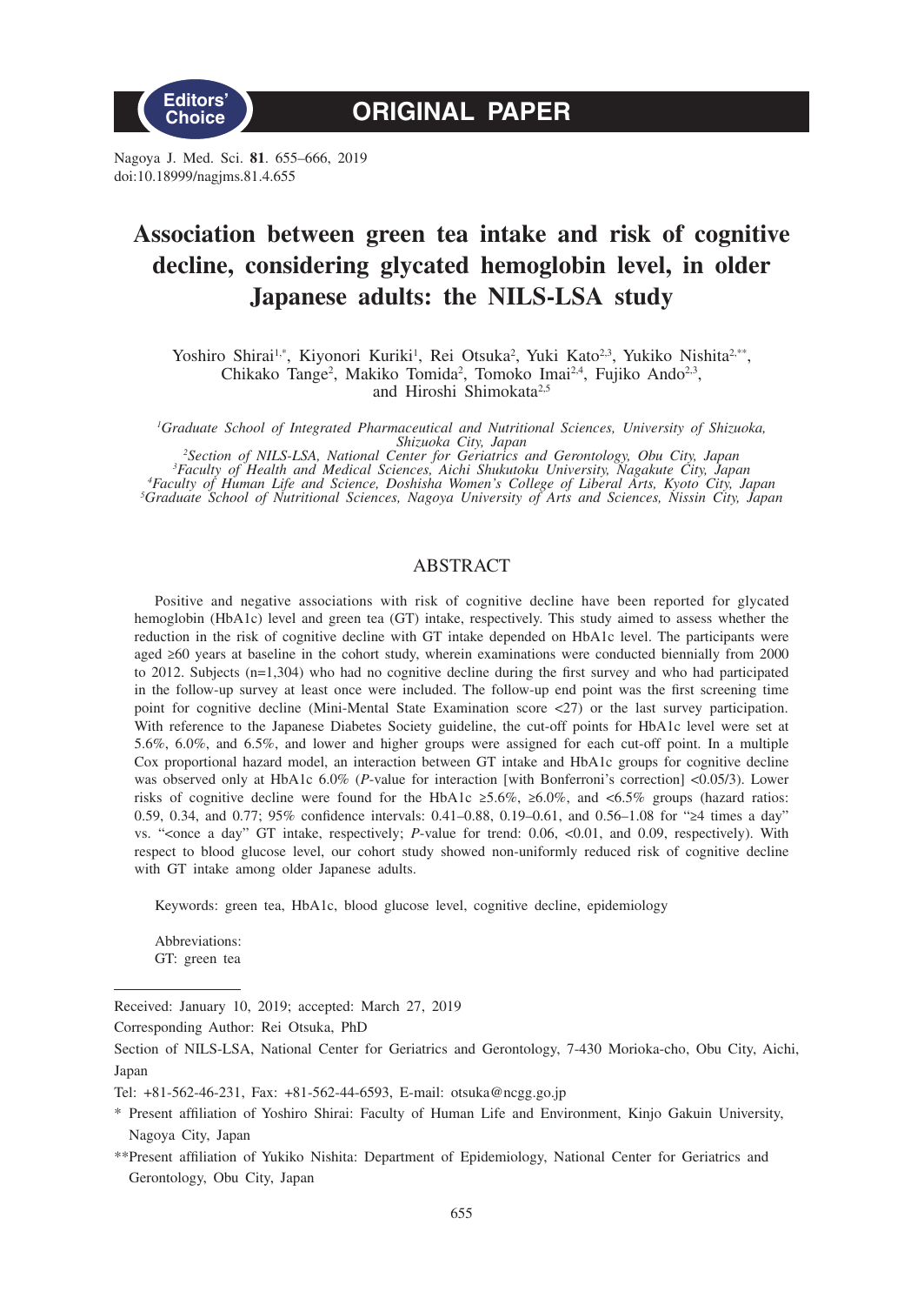Editors' Choice

# ORIGINAL PAPER

# Association between green tea intake and risk of cognitive decline, considering glycated hemoglobin level, in older Japanese adults: the NILS-LSA study

Yoshiro Shirai[1,*], Kiyonori Kuriki[1], Rei Otsuka[2], Yuki Kato[2,3], Yukiko Nishita[2,**], Chikako Tange[2], Makiko Tomida[2], Tomoko Imai[2,4], Fujiko Ando[2,3], and Hiroshi Shimokata[2,5]

[1]*Graduate School of Integrated Pharmaceutical and Nutritional Sciences, University of Shizuoka, Shizuoka City, Japan*
[2]*Section of NILS-LSA, National Center for Geriatrics and Gerontology, Obu City, Japan*
[3]*Faculty of Health and Medical Sciences, Aichi Shukutoku University, Nagakute City, Japan*
[4]*Faculty of Human Life and Science, Doshisha Women's College of Liberal Arts, Kyoto City, Japan*
[5]*Graduate School of Nutritional Sciences, Nagoya University of Arts and Sciences, Nissin City, Japan*

## ABSTRACT

Positive and negative associations with risk of cognitive decline have been reported for glycated hemoglobin (HbA1c) level and green tea (GT) intake, respectively. This study aimed to assess whether the reduction in the risk of cognitive decline with GT intake depended on HbA1c level. The participants were aged ≥60 years at baseline in the cohort study, wherein examinations were conducted biennially from 2000 to 2012. Subjects (n=1,304) who had no cognitive decline during the first survey and who had participated in the follow-up survey at least once were included. The follow-up end point was the first screening time point for cognitive decline (Mini-Mental State Examination score <27) or the last survey participation. With reference to the Japanese Diabetes Society guideline, the cut-off points for HbA1c level were set at 5.6%, 6.0%, and 6.5%, and lower and higher groups were assigned for each cut-off point. In a multiple Cox proportional hazard model, an interaction between GT intake and HbA1c groups for cognitive decline was observed only at HbA1c 6.0% (*P*-value for interaction [with Bonferroni's correction] <0.05/3). Lower risks of cognitive decline were found for the HbA1c ≥5.6%, ≥6.0%, and <6.5% groups (hazard ratios: 0.59, 0.34, and 0.77; 95% confidence intervals: 0.41–0.88, 0.19–0.61, and 0.56–1.08 for "≥4 times a day" vs. "<once a day" GT intake, respectively; *P*-value for trend: 0.06, <0.01, and 0.09, respectively). With respect to blood glucose level, our cohort study showed non-uniformly reduced risk of cognitive decline with GT intake among older Japanese adults.

Keywords: green tea, HbA1c, blood glucose level, cognitive decline, epidemiology

Abbreviations:
GT: green tea

---

Received: January 10, 2019; accepted: March 27, 2019

Corresponding Author: Rei Otsuka, PhD

Section of NILS-LSA, National Center for Geriatrics and Gerontology, 7-430 Morioka-cho, Obu City, Aichi, Japan

Tel: +81-562-46-231, Fax: +81-562-44-6593, E-mail: otsuka@ncgg.go.jp

\* Present affiliation of Yoshiro Shirai: Faculty of Human Life and Environment, Kinjo Gakuin University, Nagoya City, Japan

\*\*Present affiliation of Yukiko Nishita: Department of Epidemiology, National Center for Geriatrics and Gerontology, Obu City, Japan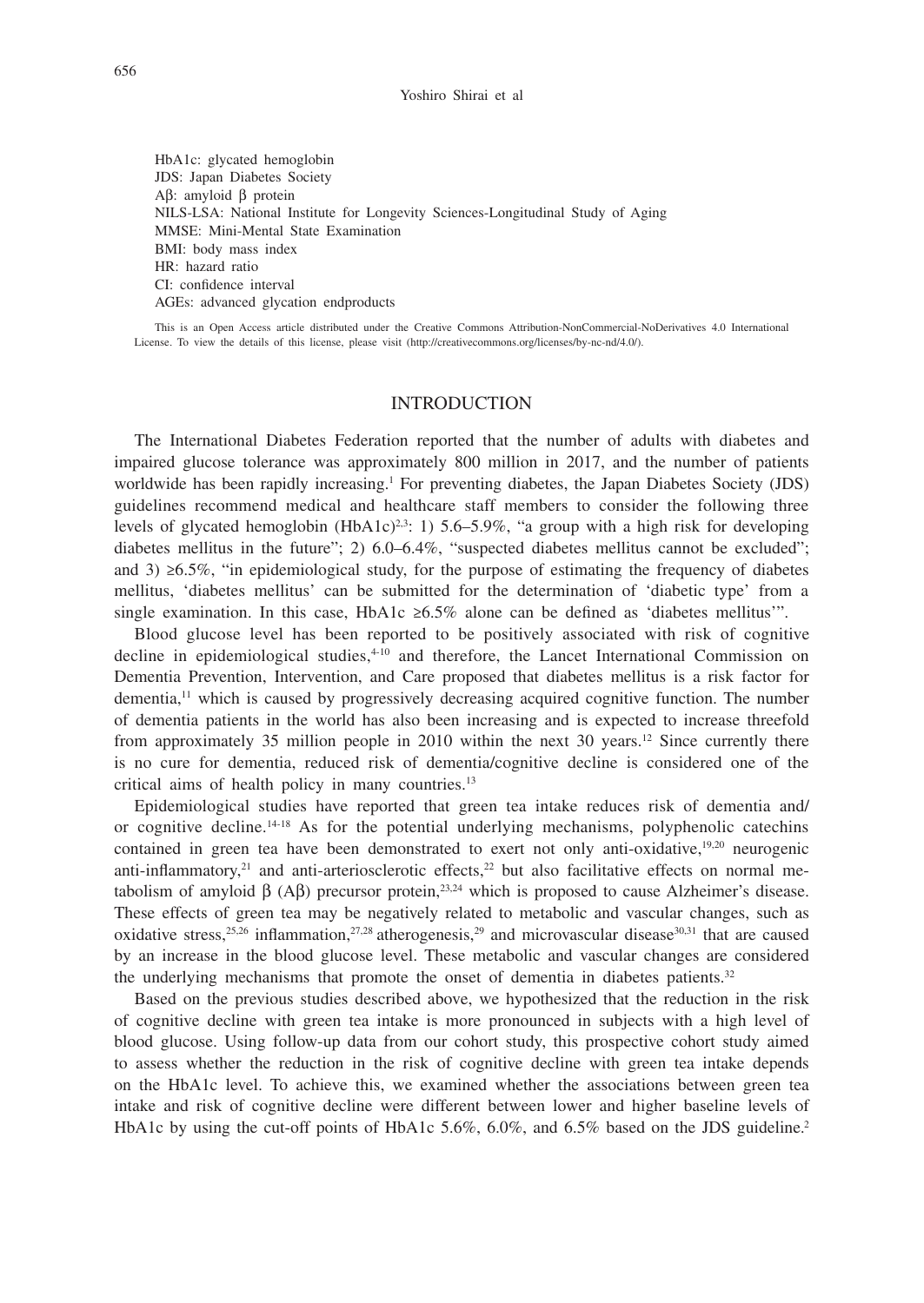HbA1c: glycated hemoglobin
JDS: Japan Diabetes Society
Aβ: amyloid β protein
NILS-LSA: National Institute for Longevity Sciences-Longitudinal Study of Aging
MMSE: Mini-Mental State Examination
BMI: body mass index
HR: hazard ratio
CI: confidence interval
AGEs: advanced glycation endproducts

This is an Open Access article distributed under the Creative Commons Attribution-NonCommercial-NoDerivatives 4.0 International License. To view the details of this license, please visit (http://creativecommons.org/licenses/by-nc-nd/4.0/).

## INTRODUCTION

The International Diabetes Federation reported that the number of adults with diabetes and impaired glucose tolerance was approximately 800 million in 2017, and the number of patients worldwide has been rapidly increasing.[1] For preventing diabetes, the Japan Diabetes Society (JDS) guidelines recommend medical and healthcare staff members to consider the following three levels of glycated hemoglobin (HbA1c)[2,3]: 1) 5.6–5.9%, "a group with a high risk for developing diabetes mellitus in the future"; 2) 6.0–6.4%, "suspected diabetes mellitus cannot be excluded"; and 3) ≥6.5%, "in epidemiological study, for the purpose of estimating the frequency of diabetes mellitus, 'diabetes mellitus' can be submitted for the determination of 'diabetic type' from a single examination. In this case, HbA1c ≥6.5% alone can be defined as 'diabetes mellitus'".

Blood glucose level has been reported to be positively associated with risk of cognitive decline in epidemiological studies,[4-10] and therefore, the Lancet International Commission on Dementia Prevention, Intervention, and Care proposed that diabetes mellitus is a risk factor for dementia,[11] which is caused by progressively decreasing acquired cognitive function. The number of dementia patients in the world has also been increasing and is expected to increase threefold from approximately 35 million people in 2010 within the next 30 years.[12] Since currently there is no cure for dementia, reduced risk of dementia/cognitive decline is considered one of the critical aims of health policy in many countries.[13]

Epidemiological studies have reported that green tea intake reduces risk of dementia and/or cognitive decline.[14-18] As for the potential underlying mechanisms, polyphenolic catechins contained in green tea have been demonstrated to exert not only anti-oxidative,[19,20] neurogenic anti-inflammatory,[21] and anti-arteriosclerotic effects,[22] but also facilitative effects on normal metabolism of amyloid β (Aβ) precursor protein,[23,24] which is proposed to cause Alzheimer's disease. These effects of green tea may be negatively related to metabolic and vascular changes, such as oxidative stress,[25,26] inflammation,[27,28] atherogenesis,[29] and microvascular disease[30,31] that are caused by an increase in the blood glucose level. These metabolic and vascular changes are considered the underlying mechanisms that promote the onset of dementia in diabetes patients.[32]

Based on the previous studies described above, we hypothesized that the reduction in the risk of cognitive decline with green tea intake is more pronounced in subjects with a high level of blood glucose. Using follow-up data from our cohort study, this prospective cohort study aimed to assess whether the reduction in the risk of cognitive decline with green tea intake depends on the HbA1c level. To achieve this, we examined whether the associations between green tea intake and risk of cognitive decline were different between lower and higher baseline levels of HbA1c by using the cut-off points of HbA1c 5.6%, 6.0%, and 6.5% based on the JDS guideline.[2]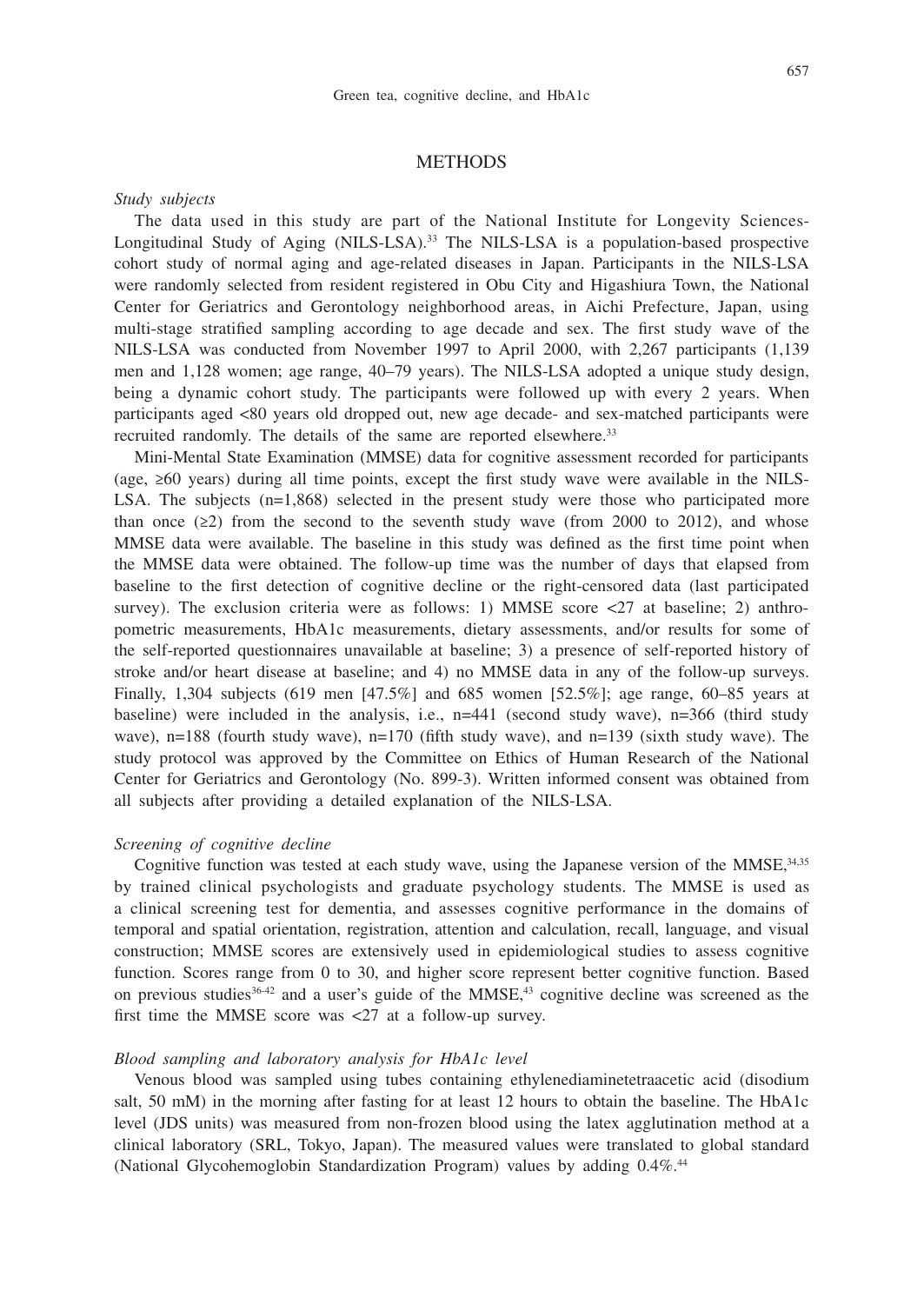## METHODS

*Study subjects*

The data used in this study are part of the National Institute for Longevity Sciences-Longitudinal Study of Aging (NILS-LSA).[33] The NILS-LSA is a population-based prospective cohort study of normal aging and age-related diseases in Japan. Participants in the NILS-LSA were randomly selected from resident registered in Obu City and Higashiura Town, the National Center for Geriatrics and Gerontology neighborhood areas, in Aichi Prefecture, Japan, using multi-stage stratified sampling according to age decade and sex. The first study wave of the NILS-LSA was conducted from November 1997 to April 2000, with 2,267 participants (1,139 men and 1,128 women; age range, 40–79 years). The NILS-LSA adopted a unique study design, being a dynamic cohort study. The participants were followed up with every 2 years. When participants aged <80 years old dropped out, new age decade- and sex-matched participants were recruited randomly. The details of the same are reported elsewhere.[33]

Mini-Mental State Examination (MMSE) data for cognitive assessment recorded for participants (age, ≥60 years) during all time points, except the first study wave were available in the NILS-LSA. The subjects (n=1,868) selected in the present study were those who participated more than once (≥2) from the second to the seventh study wave (from 2000 to 2012), and whose MMSE data were available. The baseline in this study was defined as the first time point when the MMSE data were obtained. The follow-up time was the number of days that elapsed from baseline to the first detection of cognitive decline or the right-censored data (last participated survey). The exclusion criteria were as follows: 1) MMSE score <27 at baseline; 2) anthropometric measurements, HbA1c measurements, dietary assessments, and/or results for some of the self-reported questionnaires unavailable at baseline; 3) a presence of self-reported history of stroke and/or heart disease at baseline; and 4) no MMSE data in any of the follow-up surveys. Finally, 1,304 subjects (619 men [47.5%] and 685 women [52.5%]; age range, 60–85 years at baseline) were included in the analysis, i.e., n=441 (second study wave), n=366 (third study wave), n=188 (fourth study wave), n=170 (fifth study wave), and n=139 (sixth study wave). The study protocol was approved by the Committee on Ethics of Human Research of the National Center for Geriatrics and Gerontology (No. 899-3). Written informed consent was obtained from all subjects after providing a detailed explanation of the NILS-LSA.

*Screening of cognitive decline*

Cognitive function was tested at each study wave, using the Japanese version of the MMSE,[34,35] by trained clinical psychologists and graduate psychology students. The MMSE is used as a clinical screening test for dementia, and assesses cognitive performance in the domains of temporal and spatial orientation, registration, attention and calculation, recall, language, and visual construction; MMSE scores are extensively used in epidemiological studies to assess cognitive function. Scores range from 0 to 30, and higher score represent better cognitive function. Based on previous studies[36-42] and a user's guide of the MMSE,[43] cognitive decline was screened as the first time the MMSE score was <27 at a follow-up survey.

*Blood sampling and laboratory analysis for HbA1c level*

Venous blood was sampled using tubes containing ethylenediaminetetraacetic acid (disodium salt, 50 mM) in the morning after fasting for at least 12 hours to obtain the baseline. The HbA1c level (JDS units) was measured from non-frozen blood using the latex agglutination method at a clinical laboratory (SRL, Tokyo, Japan). The measured values were translated to global standard (National Glycohemoglobin Standardization Program) values by adding 0.4%.[44]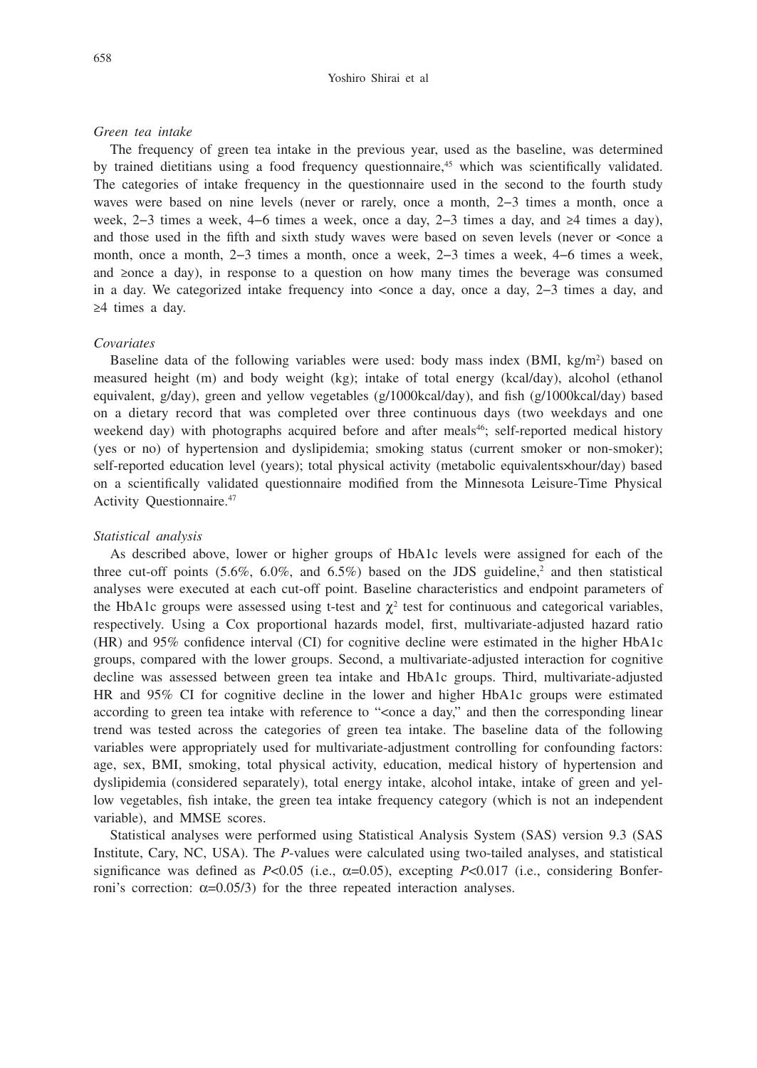*Green tea intake*

The frequency of green tea intake in the previous year, used as the baseline, was determined by trained dietitians using a food frequency questionnaire,[45] which was scientifically validated. The categories of intake frequency in the questionnaire used in the second to the fourth study waves were based on nine levels (never or rarely, once a month, 2–3 times a month, once a week, 2–3 times a week, 4–6 times a week, once a day, 2–3 times a day, and ≥4 times a day), and those used in the fifth and sixth study waves were based on seven levels (never or <once a month, once a month, 2–3 times a month, once a week, 2–3 times a week, 4–6 times a week, and ≥once a day), in response to a question on how many times the beverage was consumed in a day. We categorized intake frequency into <once a day, once a day, 2–3 times a day, and ≥4 times a day.

*Covariates*

Baseline data of the following variables were used: body mass index (BMI, kg/m$^2$) based on measured height (m) and body weight (kg); intake of total energy (kcal/day), alcohol (ethanol equivalent, g/day), green and yellow vegetables (g/1000kcal/day), and fish (g/1000kcal/day) based on a dietary record that was completed over three continuous days (two weekdays and one weekend day) with photographs acquired before and after meals[46]; self-reported medical history (yes or no) of hypertension and dyslipidemia; smoking status (current smoker or non-smoker); self-reported education level (years); total physical activity (metabolic equivalents×hour/day) based on a scientifically validated questionnaire modified from the Minnesota Leisure-Time Physical Activity Questionnaire.[47]

*Statistical analysis*

As described above, lower or higher groups of HbA1c levels were assigned for each of the three cut-off points (5.6%, 6.0%, and 6.5%) based on the JDS guideline,[2] and then statistical analyses were executed at each cut-off point. Baseline characteristics and endpoint parameters of the HbA1c groups were assessed using t-test and $\chi^2$ test for continuous and categorical variables, respectively. Using a Cox proportional hazards model, first, multivariate-adjusted hazard ratio (HR) and 95% confidence interval (CI) for cognitive decline were estimated in the higher HbA1c groups, compared with the lower groups. Second, a multivariate-adjusted interaction for cognitive decline was assessed between green tea intake and HbA1c groups. Third, multivariate-adjusted HR and 95% CI for cognitive decline in the lower and higher HbA1c groups were estimated according to green tea intake with reference to "<once a day," and then the corresponding linear trend was tested across the categories of green tea intake. The baseline data of the following variables were appropriately used for multivariate-adjustment controlling for confounding factors: age, sex, BMI, smoking, total physical activity, education, medical history of hypertension and dyslipidemia (considered separately), total energy intake, alcohol intake, intake of green and yellow vegetables, fish intake, the green tea intake frequency category (which is not an independent variable), and MMSE scores.

Statistical analyses were performed using Statistical Analysis System (SAS) version 9.3 (SAS Institute, Cary, NC, USA). The *P*-values were calculated using two-tailed analyses, and statistical significance was defined as $P<0.05$ (i.e., $\alpha=0.05$), excepting $P<0.017$ (i.e., considering Bonferroni's correction: $\alpha=0.05/3$) for the three repeated interaction analyses.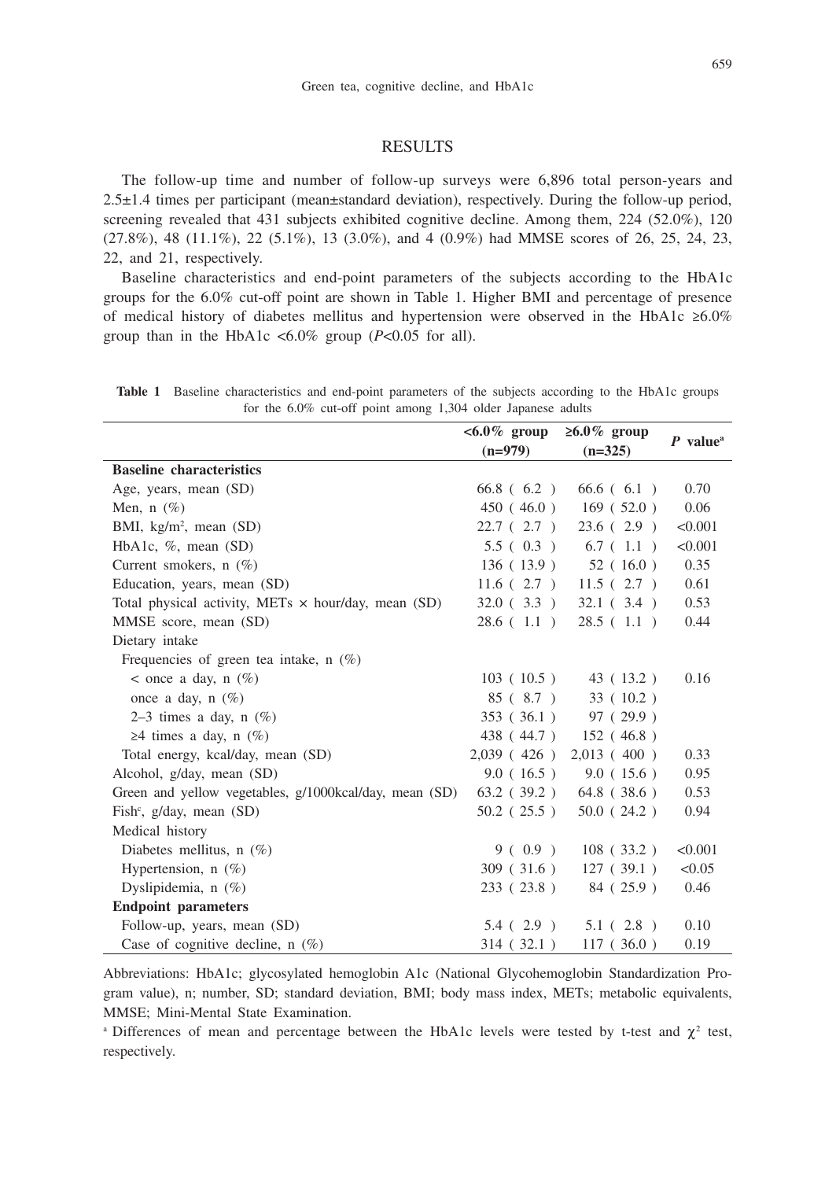## RESULTS

The follow-up time and number of follow-up surveys were 6,896 total person-years and 2.5±1.4 times per participant (mean±standard deviation), respectively. During the follow-up period, screening revealed that 431 subjects exhibited cognitive decline. Among them, 224 (52.0%), 120 (27.8%), 48 (11.1%), 22 (5.1%), 13 (3.0%), and 4 (0.9%) had MMSE scores of 26, 25, 24, 23, 22, and 21, respectively.

Baseline characteristics and end-point parameters of the subjects according to the HbA1c groups for the 6.0% cut-off point are shown in Table 1. Higher BMI and percentage of presence of medical history of diabetes mellitus and hypertension were observed in the HbA1c ≥6.0% group than in the HbA1c <6.0% group (*P*<0.05 for all).

**Table 1** Baseline characteristics and end-point parameters of the subjects according to the HbA1c groups for the 6.0% cut-off point among 1,304 older Japanese adults

| | <6.0% group (n=979) | ≥6.0% group (n=325) | *P* value[a] |
|---|---|---|---|
| **Baseline characteristics** | | | |
| Age, years, mean (SD) | 66.8 ( 6.2 ) | 66.6 ( 6.1 ) | 0.70 |
| Men, n (%) | 450 ( 46.0 ) | 169 ( 52.0 ) | 0.06 |
| BMI, kg/m$^2$, mean (SD) | 22.7 ( 2.7 ) | 23.6 ( 2.9 ) | <0.001 |
| HbA1c, %, mean (SD) | 5.5 ( 0.3 ) | 6.7 ( 1.1 ) | <0.001 |
| Current smokers, n (%) | 136 ( 13.9 ) | 52 ( 16.0 ) | 0.35 |
| Education, years, mean (SD) | 11.6 ( 2.7 ) | 11.5 ( 2.7 ) | 0.61 |
| Total physical activity, METs × hour/day, mean (SD) | 32.0 ( 3.3 ) | 32.1 ( 3.4 ) | 0.53 |
| MMSE score, mean (SD) | 28.6 ( 1.1 ) | 28.5 ( 1.1 ) | 0.44 |
| Dietary intake | | | |
| Frequencies of green tea intake, n (%) | | | |
| < once a day, n (%) | 103 ( 10.5 ) | 43 ( 13.2 ) | 0.16 |
| once a day, n (%) | 85 ( 8.7 ) | 33 ( 10.2 ) | |
| 2–3 times a day, n (%) | 353 ( 36.1 ) | 97 ( 29.9 ) | |
| ≥4 times a day, n (%) | 438 ( 44.7 ) | 152 ( 46.8 ) | |
| Total energy, kcal/day, mean (SD) | 2,039 ( 426 ) | 2,013 ( 400 ) | 0.33 |
| Alcohol, g/day, mean (SD) | 9.0 ( 16.5 ) | 9.0 ( 15.6 ) | 0.95 |
| Green and yellow vegetables, g/1000kcal/day, mean (SD) | 63.2 ( 39.2 ) | 64.8 ( 38.6 ) | 0.53 |
| Fish[c], g/day, mean (SD) | 50.2 ( 25.5 ) | 50.0 ( 24.2 ) | 0.94 |
| Medical history | | | |
| Diabetes mellitus, n (%) | 9 ( 0.9 ) | 108 ( 33.2 ) | <0.001 |
| Hypertension, n (%) | 309 ( 31.6 ) | 127 ( 39.1 ) | <0.05 |
| Dyslipidemia, n (%) | 233 ( 23.8 ) | 84 ( 25.9 ) | 0.46 |
| **Endpoint parameters** | | | |
| Follow-up, years, mean (SD) | 5.4 ( 2.9 ) | 5.1 ( 2.8 ) | 0.10 |
| Case of cognitive decline, n (%) | 314 ( 32.1 ) | 117 ( 36.0 ) | 0.19 |

Abbreviations: HbA1c; glycosylated hemoglobin A1c (National Glycohemoglobin Standardization Program value), n; number, SD; standard deviation, BMI; body mass index, METs; metabolic equivalents, MMSE; Mini-Mental State Examination.

[a] Differences of mean and percentage between the HbA1c levels were tested by t-test and $\chi^2$ test, respectively.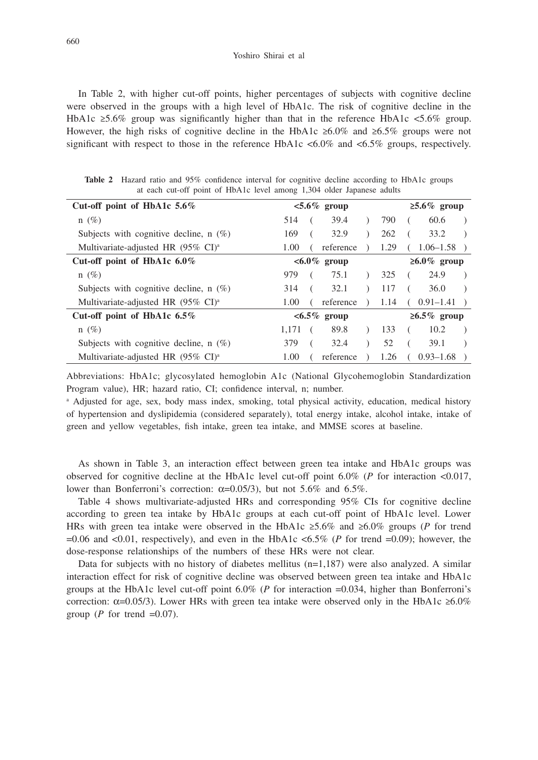In Table 2, with higher cut-off points, higher percentages of subjects with cognitive decline were observed in the groups with a high level of HbA1c. The risk of cognitive decline in the HbA1c ≥5.6% group was significantly higher than that in the reference HbA1c <5.6% group. However, the high risks of cognitive decline in the HbA1c ≥6.0% and ≥6.5% groups were not significant with respect to those in the reference HbA1c <6.0% and <6.5% groups, respectively.

**Table 2** Hazard ratio and 95% confidence interval for cognitive decline according to HbA1c groups at each cut-off point of HbA1c level among 1,304 older Japanese adults

| **Cut-off point of HbA1c 5.6%** | **<5.6% group** | | **≥5.6% group** | |
|---|---|---|---|---|
| n (%) | 514 | (39.4) | 790 | (60.6) |
| Subjects with cognitive decline, n (%) | 169 | (32.9) | 262 | (33.2) |
| Multivariate-adjusted HR (95% CI)[a] | 1.00 | (reference) | 1.29 | (1.06–1.58) |
| **Cut-off point of HbA1c 6.0%** | **<6.0% group** | | **≥6.0% group** | |
| n (%) | 979 | (75.1) | 325 | (24.9) |
| Subjects with cognitive decline, n (%) | 314 | (32.1) | 117 | (36.0) |
| Multivariate-adjusted HR (95% CI)[a] | 1.00 | (reference) | 1.14 | (0.91–1.41) |
| **Cut-off point of HbA1c 6.5%** | **<6.5% group** | | **≥6.5% group** | |
| n (%) | 1,171 | (89.8) | 133 | (10.2) |
| Subjects with cognitive decline, n (%) | 379 | (32.4) | 52 | (39.1) |
| Multivariate-adjusted HR (95% CI)[a] | 1.00 | (reference) | 1.26 | (0.93–1.68) |

Abbreviations: HbA1c; glycosylated hemoglobin A1c (National Glycohemoglobin Standardization Program value), HR; hazard ratio, CI; confidence interval, n; number.

[a] Adjusted for age, sex, body mass index, smoking, total physical activity, education, medical history of hypertension and dyslipidemia (considered separately), total energy intake, alcohol intake, intake of green and yellow vegetables, fish intake, green tea intake, and MMSE scores at baseline.

As shown in Table 3, an interaction effect between green tea intake and HbA1c groups was observed for cognitive decline at the HbA1c level cut-off point 6.0% (*P* for interaction <0.017, lower than Bonferroni's correction: $\alpha$=0.05/3), but not 5.6% and 6.5%.

Table 4 shows multivariate-adjusted HRs and corresponding 95% CIs for cognitive decline according to green tea intake by HbA1c groups at each cut-off point of HbA1c level. Lower HRs with green tea intake were observed in the HbA1c ≥5.6% and ≥6.0% groups (*P* for trend =0.06 and <0.01, respectively), and even in the HbA1c <6.5% (*P* for trend =0.09); however, the dose-response relationships of the numbers of these HRs were not clear.

Data for subjects with no history of diabetes mellitus (n=1,187) were also analyzed. A similar interaction effect for risk of cognitive decline was observed between green tea intake and HbA1c groups at the HbA1c level cut-off point 6.0% (*P* for interaction =0.034, higher than Bonferroni's correction: $\alpha$=0.05/3). Lower HRs with green tea intake were observed only in the HbA1c ≥6.0% group (*P* for trend =0.07).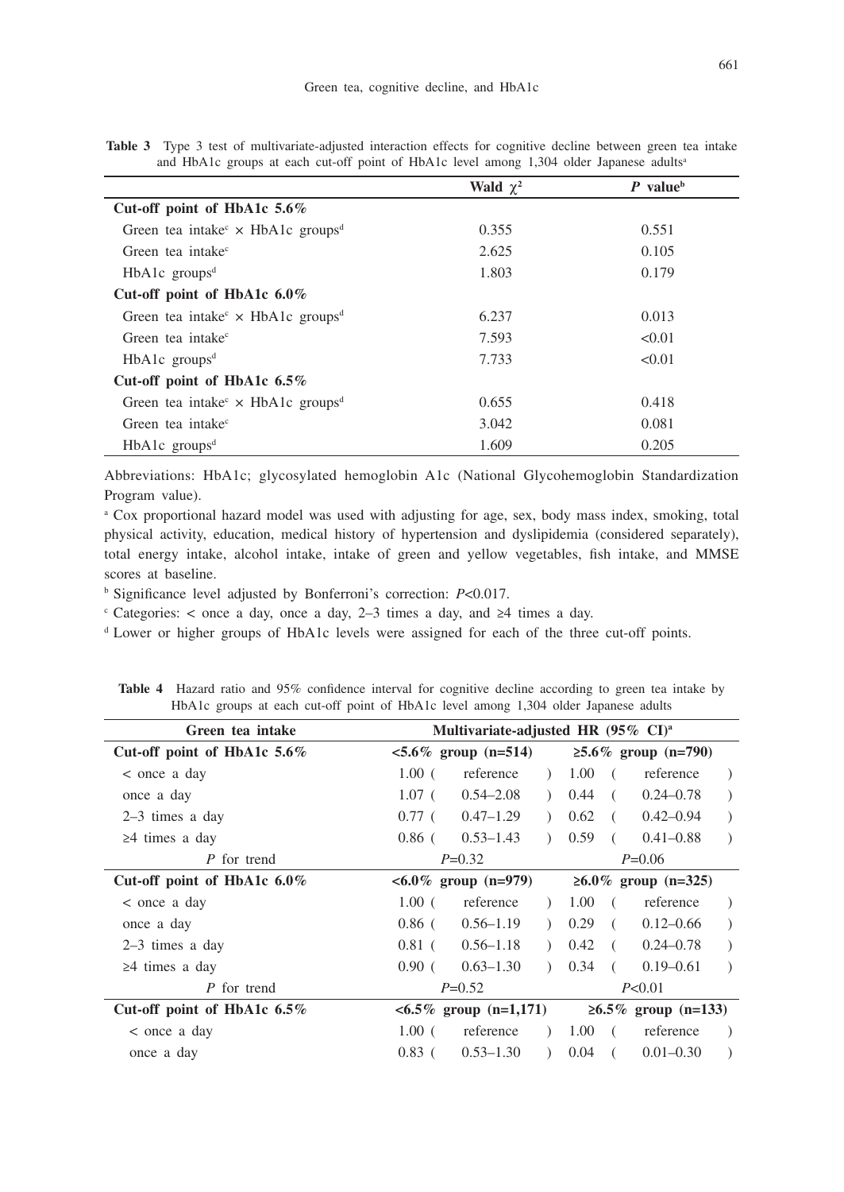**Table 3** Type 3 test of multivariate-adjusted interaction effects for cognitive decline between green tea intake and HbA1c groups at each cut-off point of HbA1c level among 1,304 older Japanese adults[a]

| | Wald $\chi^2$ | *P* value[b] |
|---|---|---|
| **Cut-off point of HbA1c 5.6%** | | |
| Green tea intake[c] × HbA1c groups[d] | 0.355 | 0.551 |
| Green tea intake[c] | 2.625 | 0.105 |
| HbA1c groups[d] | 1.803 | 0.179 |
| **Cut-off point of HbA1c 6.0%** | | |
| Green tea intake[c] × HbA1c groups[d] | 6.237 | 0.013 |
| Green tea intake[c] | 7.593 | <0.01 |
| HbA1c groups[d] | 7.733 | <0.01 |
| **Cut-off point of HbA1c 6.5%** | | |
| Green tea intake[c] × HbA1c groups[d] | 0.655 | 0.418 |
| Green tea intake[c] | 3.042 | 0.081 |
| HbA1c groups[d] | 1.609 | 0.205 |

Abbreviations: HbA1c; glycosylated hemoglobin A1c (National Glycohemoglobin Standardization Program value).

[a] Cox proportional hazard model was used with adjusting for age, sex, body mass index, smoking, total physical activity, education, medical history of hypertension and dyslipidemia (considered separately), total energy intake, alcohol intake, intake of green and yellow vegetables, fish intake, and MMSE scores at baseline.

[b] Significance level adjusted by Bonferroni's correction: *P*<0.017.

[c] Categories: < once a day, once a day, 2–3 times a day, and ≥4 times a day.

[d] Lower or higher groups of HbA1c levels were assigned for each of the three cut-off points.

**Table 4** Hazard ratio and 95% confidence interval for cognitive decline according to green tea intake by HbA1c groups at each cut-off point of HbA1c level among 1,304 older Japanese adults

| Green tea intake | Multivariate-adjusted HR (95% CI)[a] | |
|---|---|---|
| **Cut-off point of HbA1c 5.6%** | **<5.6% group (n=514)** | **≥5.6% group (n=790)** |
| < once a day | 1.00 ( reference ) | 1.00 ( reference ) |
| once a day | 1.07 ( 0.54–2.08 ) | 0.44 ( 0.24–0.78 ) |
| 2–3 times a day | 0.77 ( 0.47–1.29 ) | 0.62 ( 0.42–0.94 ) |
| ≥4 times a day | 0.86 ( 0.53–1.43 ) | 0.59 ( 0.41–0.88 ) |
| *P* for trend | *P*=0.32 | *P*=0.06 |
| **Cut-off point of HbA1c 6.0%** | **<6.0% group (n=979)** | **≥6.0% group (n=325)** |
| < once a day | 1.00 ( reference ) | 1.00 ( reference ) |
| once a day | 0.86 ( 0.56–1.19 ) | 0.29 ( 0.12–0.66 ) |
| 2–3 times a day | 0.81 ( 0.56–1.18 ) | 0.42 ( 0.24–0.78 ) |
| ≥4 times a day | 0.90 ( 0.63–1.30 ) | 0.34 ( 0.19–0.61 ) |
| *P* for trend | *P*=0.52 | *P*<0.01 |
| **Cut-off point of HbA1c 6.5%** | **<6.5% group (n=1,171)** | **≥6.5% group (n=133)** |
| < once a day | 1.00 ( reference ) | 1.00 ( reference ) |
| once a day | 0.83 ( 0.53–1.30 ) | 0.04 ( 0.01–0.30 ) |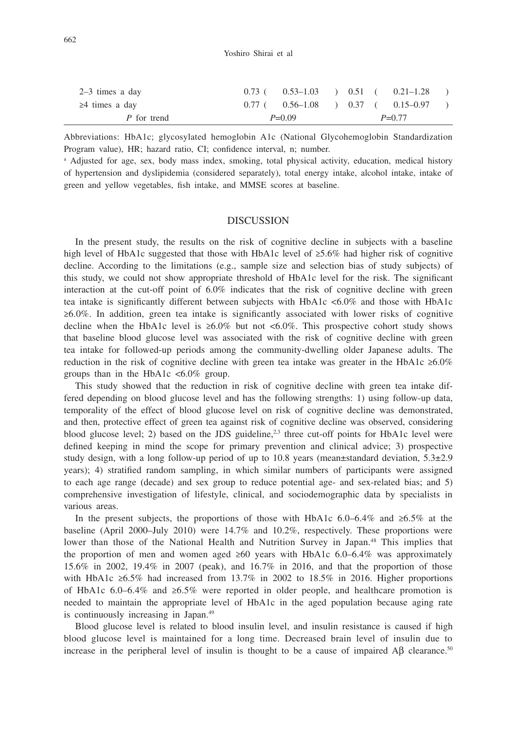| | | |
|---|---|---|
| 2–3 times a day | 0.73 ( 0.53–1.03 ) | 0.51 ( 0.21–1.28 ) |
| ≥4 times a day | 0.77 ( 0.56–1.08 ) | 0.37 ( 0.15–0.97 ) |
| *P* for trend | *P*=0.09 | *P*=0.77 |

Abbreviations: HbA1c; glycosylated hemoglobin A1c (National Glycohemoglobin Standardization Program value), HR; hazard ratio, CI; confidence interval, n; number.

[a] Adjusted for age, sex, body mass index, smoking, total physical activity, education, medical history of hypertension and dyslipidemia (considered separately), total energy intake, alcohol intake, intake of green and yellow vegetables, fish intake, and MMSE scores at baseline.

## DISCUSSION

In the present study, the results on the risk of cognitive decline in subjects with a baseline high level of HbA1c suggested that those with HbA1c level of ≥5.6% had higher risk of cognitive decline. According to the limitations (e.g., sample size and selection bias of study subjects) of this study, we could not show appropriate threshold of HbA1c level for the risk. The significant interaction at the cut-off point of 6.0% indicates that the risk of cognitive decline with green tea intake is significantly different between subjects with HbA1c <6.0% and those with HbA1c ≥6.0%. In addition, green tea intake is significantly associated with lower risks of cognitive decline when the HbA1c level is ≥6.0% but not <6.0%. This prospective cohort study shows that baseline blood glucose level was associated with the risk of cognitive decline with green tea intake for followed-up periods among the community-dwelling older Japanese adults. The reduction in the risk of cognitive decline with green tea intake was greater in the HbA1c ≥6.0% groups than in the HbA1c <6.0% group.

This study showed that the reduction in risk of cognitive decline with green tea intake differed depending on blood glucose level and has the following strengths: 1) using follow-up data, temporality of the effect of blood glucose level on risk of cognitive decline was demonstrated, and then, protective effect of green tea against risk of cognitive decline was observed, considering blood glucose level; 2) based on the JDS guideline,[2,3] three cut-off points for HbA1c level were defined keeping in mind the scope for primary prevention and clinical advice; 3) prospective study design, with a long follow-up period of up to 10.8 years (mean±standard deviation, 5.3±2.9 years); 4) stratified random sampling, in which similar numbers of participants were assigned to each age range (decade) and sex group to reduce potential age- and sex-related bias; and 5) comprehensive investigation of lifestyle, clinical, and sociodemographic data by specialists in various areas.

In the present subjects, the proportions of those with HbA1c 6.0–6.4% and ≥6.5% at the baseline (April 2000–July 2010) were 14.7% and 10.2%, respectively. These proportions were lower than those of the National Health and Nutrition Survey in Japan.[48] This implies that the proportion of men and women aged ≥60 years with HbA1c 6.0–6.4% was approximately 15.6% in 2002, 19.4% in 2007 (peak), and 16.7% in 2016, and that the proportion of those with HbA1c ≥6.5% had increased from 13.7% in 2002 to 18.5% in 2016. Higher proportions of HbA1c 6.0–6.4% and ≥6.5% were reported in older people, and healthcare promotion is needed to maintain the appropriate level of HbA1c in the aged population because aging rate is continuously increasing in Japan.[49]

Blood glucose level is related to blood insulin level, and insulin resistance is caused if high blood glucose level is maintained for a long time. Decreased brain level of insulin due to increase in the peripheral level of insulin is thought to be a cause of impaired Aβ clearance.[50]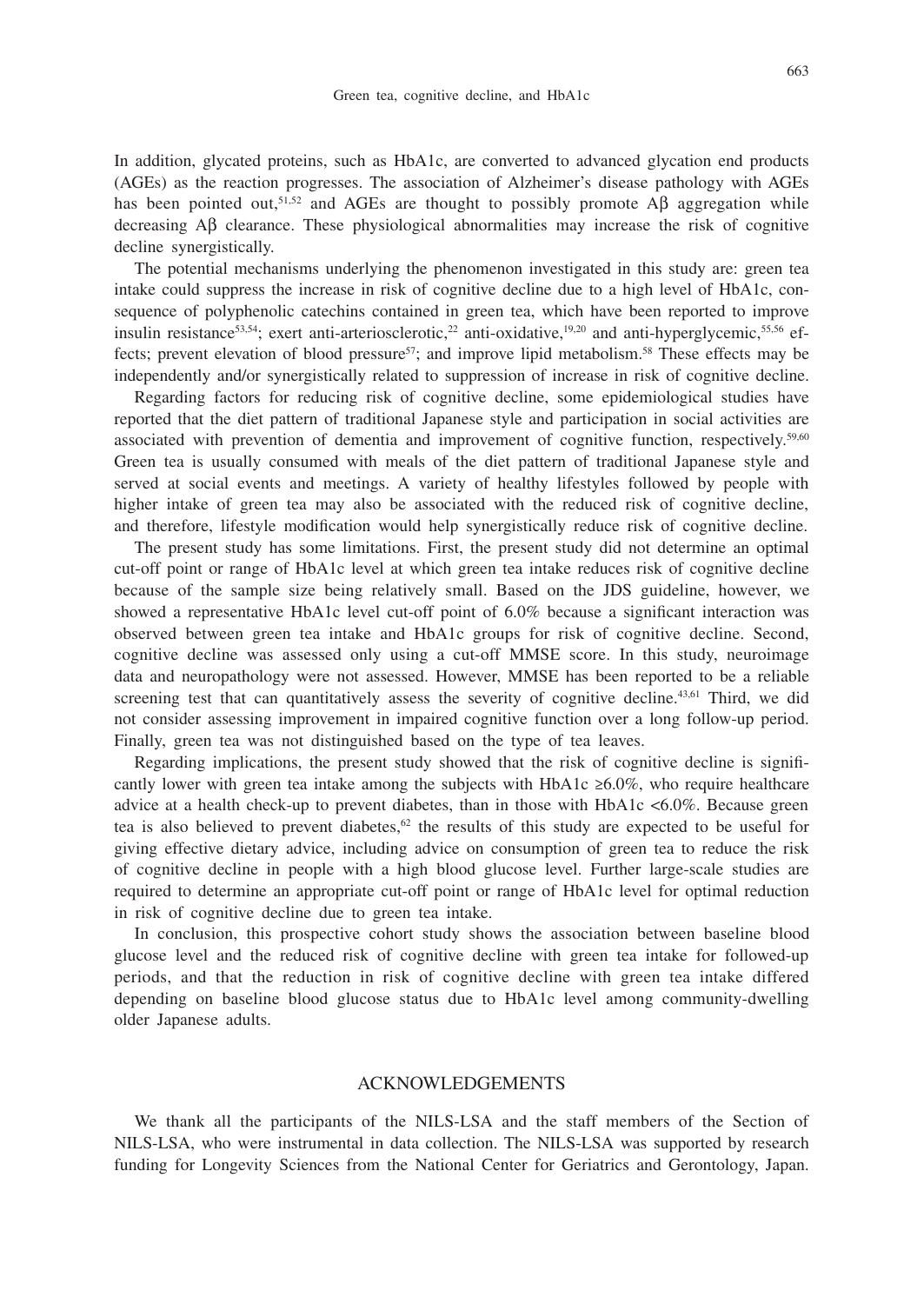In addition, glycated proteins, such as HbA1c, are converted to advanced glycation end products (AGEs) as the reaction progresses. The association of Alzheimer's disease pathology with AGEs has been pointed out,[51,52] and AGEs are thought to possibly promote Aβ aggregation while decreasing Aβ clearance. These physiological abnormalities may increase the risk of cognitive decline synergistically.

The potential mechanisms underlying the phenomenon investigated in this study are: green tea intake could suppress the increase in risk of cognitive decline due to a high level of HbA1c, consequence of polyphenolic catechins contained in green tea, which have been reported to improve insulin resistance[53,54]; exert anti-arteriosclerotic,[22] anti-oxidative,[19,20] and anti-hyperglycemic,[55,56] effects; prevent elevation of blood pressure[57]; and improve lipid metabolism.[58] These effects may be independently and/or synergistically related to suppression of increase in risk of cognitive decline.

Regarding factors for reducing risk of cognitive decline, some epidemiological studies have reported that the diet pattern of traditional Japanese style and participation in social activities are associated with prevention of dementia and improvement of cognitive function, respectively.[59,60] Green tea is usually consumed with meals of the diet pattern of traditional Japanese style and served at social events and meetings. A variety of healthy lifestyles followed by people with higher intake of green tea may also be associated with the reduced risk of cognitive decline, and therefore, lifestyle modification would help synergistically reduce risk of cognitive decline.

The present study has some limitations. First, the present study did not determine an optimal cut-off point or range of HbA1c level at which green tea intake reduces risk of cognitive decline because of the sample size being relatively small. Based on the JDS guideline, however, we showed a representative HbA1c level cut-off point of 6.0% because a significant interaction was observed between green tea intake and HbA1c groups for risk of cognitive decline. Second, cognitive decline was assessed only using a cut-off MMSE score. In this study, neuroimage data and neuropathology were not assessed. However, MMSE has been reported to be a reliable screening test that can quantitatively assess the severity of cognitive decline.[43,61] Third, we did not consider assessing improvement in impaired cognitive function over a long follow-up period. Finally, green tea was not distinguished based on the type of tea leaves.

Regarding implications, the present study showed that the risk of cognitive decline is significantly lower with green tea intake among the subjects with HbA1c ≥6.0%, who require healthcare advice at a health check-up to prevent diabetes, than in those with HbA1c <6.0%. Because green tea is also believed to prevent diabetes,[62] the results of this study are expected to be useful for giving effective dietary advice, including advice on consumption of green tea to reduce the risk of cognitive decline in people with a high blood glucose level. Further large-scale studies are required to determine an appropriate cut-off point or range of HbA1c level for optimal reduction in risk of cognitive decline due to green tea intake.

In conclusion, this prospective cohort study shows the association between baseline blood glucose level and the reduced risk of cognitive decline with green tea intake for followed-up periods, and that the reduction in risk of cognitive decline with green tea intake differed depending on baseline blood glucose status due to HbA1c level among community-dwelling older Japanese adults.

## ACKNOWLEDGEMENTS

We thank all the participants of the NILS-LSA and the staff members of the Section of NILS-LSA, who were instrumental in data collection. The NILS-LSA was supported by research funding for Longevity Sciences from the National Center for Geriatrics and Gerontology, Japan.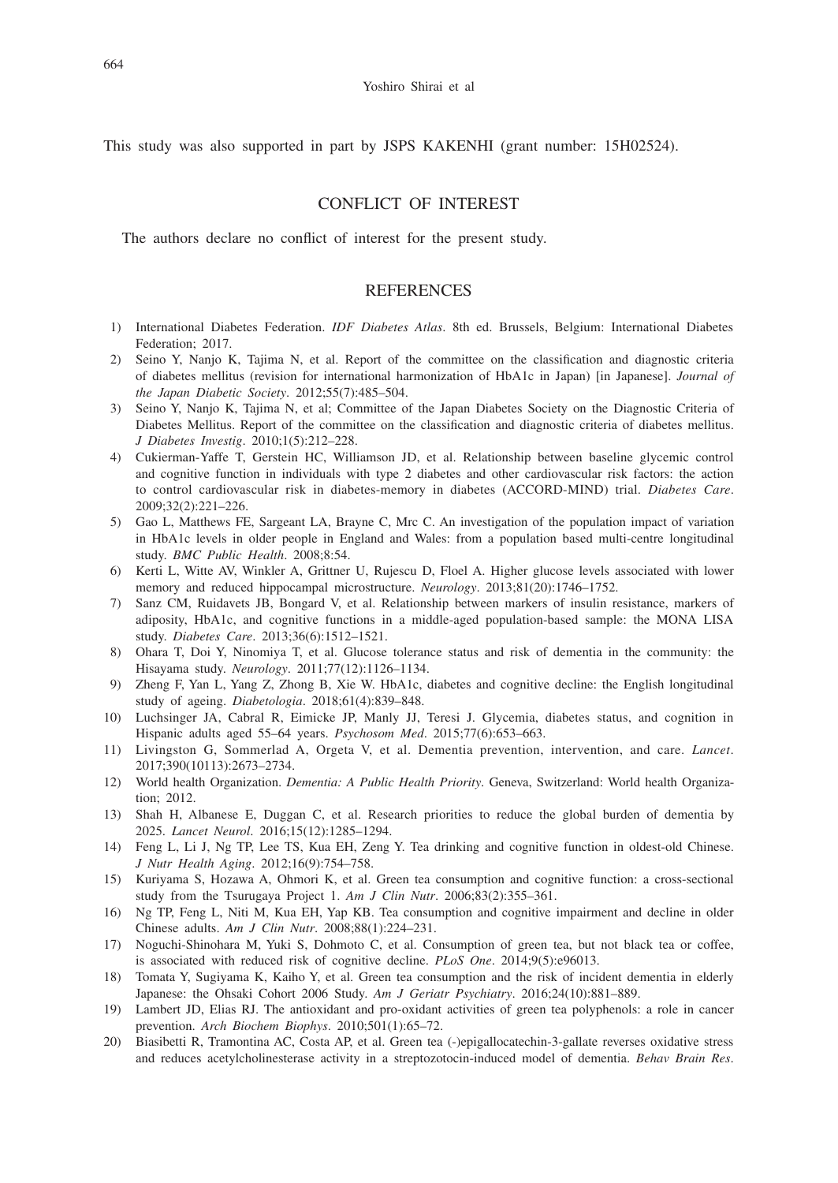This study was also supported in part by JSPS KAKENHI (grant number: 15H02524).

## CONFLICT OF INTEREST

The authors declare no conflict of interest for the present study.

## REFERENCES

1) International Diabetes Federation. *IDF Diabetes Atlas*. 8th ed. Brussels, Belgium: International Diabetes Federation; 2017.
2) Seino Y, Nanjo K, Tajima N, et al. Report of the committee on the classification and diagnostic criteria of diabetes mellitus (revision for international harmonization of HbA1c in Japan) [in Japanese]. *Journal of the Japan Diabetic Society*. 2012;55(7):485–504.
3) Seino Y, Nanjo K, Tajima N, et al; Committee of the Japan Diabetes Society on the Diagnostic Criteria of Diabetes Mellitus. Report of the committee on the classification and diagnostic criteria of diabetes mellitus. *J Diabetes Investig*. 2010;1(5):212–228.
4) Cukierman-Yaffe T, Gerstein HC, Williamson JD, et al. Relationship between baseline glycemic control and cognitive function in individuals with type 2 diabetes and other cardiovascular risk factors: the action to control cardiovascular risk in diabetes-memory in diabetes (ACCORD-MIND) trial. *Diabetes Care*. 2009;32(2):221–226.
5) Gao L, Matthews FE, Sargeant LA, Brayne C, Mrc C. An investigation of the population impact of variation in HbA1c levels in older people in England and Wales: from a population based multi-centre longitudinal study. *BMC Public Health*. 2008;8:54.
6) Kerti L, Witte AV, Winkler A, Grittner U, Rujescu D, Floel A. Higher glucose levels associated with lower memory and reduced hippocampal microstructure. *Neurology*. 2013;81(20):1746–1752.
7) Sanz CM, Ruidavets JB, Bongard V, et al. Relationship between markers of insulin resistance, markers of adiposity, HbA1c, and cognitive functions in a middle-aged population-based sample: the MONA LISA study. *Diabetes Care*. 2013;36(6):1512–1521.
8) Ohara T, Doi Y, Ninomiya T, et al. Glucose tolerance status and risk of dementia in the community: the Hisayama study. *Neurology*. 2011;77(12):1126–1134.
9) Zheng F, Yan L, Yang Z, Zhong B, Xie W. HbA1c, diabetes and cognitive decline: the English longitudinal study of ageing. *Diabetologia*. 2018;61(4):839–848.
10) Luchsinger JA, Cabral R, Eimicke JP, Manly JJ, Teresi J. Glycemia, diabetes status, and cognition in Hispanic adults aged 55–64 years. *Psychosom Med*. 2015;77(6):653–663.
11) Livingston G, Sommerlad A, Orgeta V, et al. Dementia prevention, intervention, and care. *Lancet*. 2017;390(10113):2673–2734.
12) World health Organization. *Dementia: A Public Health Priority*. Geneva, Switzerland: World health Organization; 2012.
13) Shah H, Albanese E, Duggan C, et al. Research priorities to reduce the global burden of dementia by 2025. *Lancet Neurol*. 2016;15(12):1285–1294.
14) Feng L, Li J, Ng TP, Lee TS, Kua EH, Zeng Y. Tea drinking and cognitive function in oldest-old Chinese. *J Nutr Health Aging*. 2012;16(9):754–758.
15) Kuriyama S, Hozawa A, Ohmori K, et al. Green tea consumption and cognitive function: a cross-sectional study from the Tsurugaya Project 1. *Am J Clin Nutr*. 2006;83(2):355–361.
16) Ng TP, Feng L, Niti M, Kua EH, Yap KB. Tea consumption and cognitive impairment and decline in older Chinese adults. *Am J Clin Nutr*. 2008;88(1):224–231.
17) Noguchi-Shinohara M, Yuki S, Dohmoto C, et al. Consumption of green tea, but not black tea or coffee, is associated with reduced risk of cognitive decline. *PLoS One*. 2014;9(5):e96013.
18) Tomata Y, Sugiyama K, Kaiho Y, et al. Green tea consumption and the risk of incident dementia in elderly Japanese: the Ohsaki Cohort 2006 Study. *Am J Geriatr Psychiatry*. 2016;24(10):881–889.
19) Lambert JD, Elias RJ. The antioxidant and pro-oxidant activities of green tea polyphenols: a role in cancer prevention. *Arch Biochem Biophys*. 2010;501(1):65–72.
20) Biasibetti R, Tramontina AC, Costa AP, et al. Green tea (-)epigallocatechin-3-gallate reverses oxidative stress and reduces acetylcholinesterase activity in a streptozotocin-induced model of dementia. *Behav Brain Res*.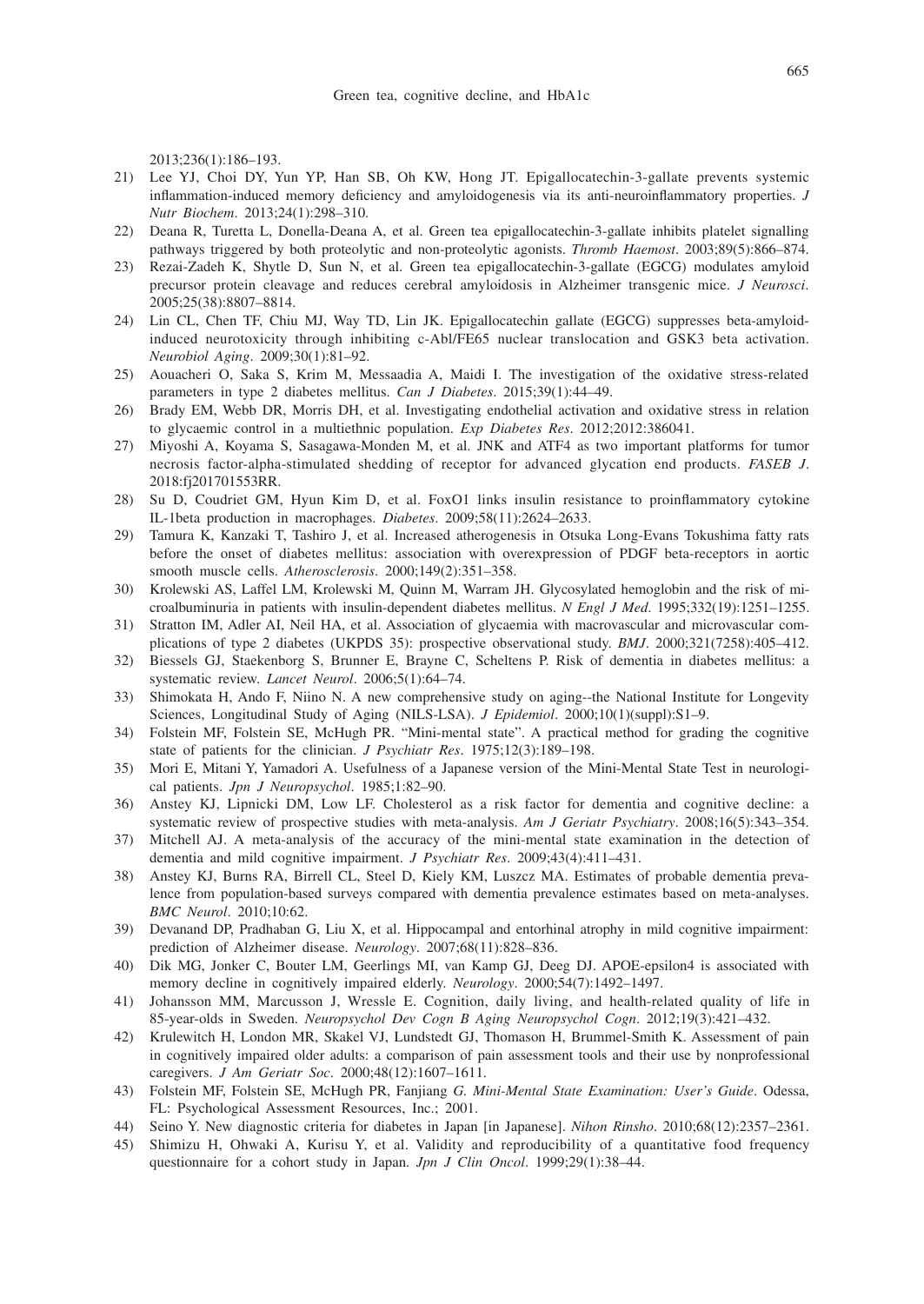2013;236(1):186–193.

21) Lee YJ, Choi DY, Yun YP, Han SB, Oh KW, Hong JT. Epigallocatechin-3-gallate prevents systemic inflammation-induced memory deficiency and amyloidogenesis via its anti-neuroinflammatory properties. *J Nutr Biochem*. 2013;24(1):298–310.
22) Deana R, Turetta L, Donella-Deana A, et al. Green tea epigallocatechin-3-gallate inhibits platelet signalling pathways triggered by both proteolytic and non-proteolytic agonists. *Thromb Haemost*. 2003;89(5):866–874.
23) Rezai-Zadeh K, Shytle D, Sun N, et al. Green tea epigallocatechin-3-gallate (EGCG) modulates amyloid precursor protein cleavage and reduces cerebral amyloidosis in Alzheimer transgenic mice. *J Neurosci*. 2005;25(38):8807–8814.
24) Lin CL, Chen TF, Chiu MJ, Way TD, Lin JK. Epigallocatechin gallate (EGCG) suppresses beta-amyloid-induced neurotoxicity through inhibiting c-Abl/FE65 nuclear translocation and GSK3 beta activation. *Neurobiol Aging*. 2009;30(1):81–92.
25) Aouacheri O, Saka S, Krim M, Messaadia A, Maidi I. The investigation of the oxidative stress-related parameters in type 2 diabetes mellitus. *Can J Diabetes*. 2015;39(1):44–49.
26) Brady EM, Webb DR, Morris DH, et al. Investigating endothelial activation and oxidative stress in relation to glycaemic control in a multiethnic population. *Exp Diabetes Res*. 2012;2012:386041.
27) Miyoshi A, Koyama S, Sasagawa-Monden M, et al. JNK and ATF4 as two important platforms for tumor necrosis factor-alpha-stimulated shedding of receptor for advanced glycation end products. *FASEB J*. 2018:fj201701553RR.
28) Su D, Coudriet GM, Hyun Kim D, et al. FoxO1 links insulin resistance to proinflammatory cytokine IL-1beta production in macrophages. *Diabetes*. 2009;58(11):2624–2633.
29) Tamura K, Kanzaki T, Tashiro J, et al. Increased atherogenesis in Otsuka Long-Evans Tokushima fatty rats before the onset of diabetes mellitus: association with overexpression of PDGF beta-receptors in aortic smooth muscle cells. *Atherosclerosis*. 2000;149(2):351–358.
30) Krolewski AS, Laffel LM, Krolewski M, Quinn M, Warram JH. Glycosylated hemoglobin and the risk of microalbuminuria in patients with insulin-dependent diabetes mellitus. *N Engl J Med*. 1995;332(19):1251–1255.
31) Stratton IM, Adler AI, Neil HA, et al. Association of glycaemia with macrovascular and microvascular complications of type 2 diabetes (UKPDS 35): prospective observational study. *BMJ*. 2000;321(7258):405–412.
32) Biessels GJ, Staekenborg S, Brunner E, Brayne C, Scheltens P. Risk of dementia in diabetes mellitus: a systematic review. *Lancet Neurol*. 2006;5(1):64–74.
33) Shimokata H, Ando F, Niino N. A new comprehensive study on aging--the National Institute for Longevity Sciences, Longitudinal Study of Aging (NILS-LSA). *J Epidemiol*. 2000;10(1)(suppl):S1–9.
34) Folstein MF, Folstein SE, McHugh PR. "Mini-mental state". A practical method for grading the cognitive state of patients for the clinician. *J Psychiatr Res*. 1975;12(3):189–198.
35) Mori E, Mitani Y, Yamadori A. Usefulness of a Japanese version of the Mini-Mental State Test in neurological patients. *Jpn J Neuropsychol*. 1985;1:82–90.
36) Anstey KJ, Lipnicki DM, Low LF. Cholesterol as a risk factor for dementia and cognitive decline: a systematic review of prospective studies with meta-analysis. *Am J Geriatr Psychiatry*. 2008;16(5):343–354.
37) Mitchell AJ. A meta-analysis of the accuracy of the mini-mental state examination in the detection of dementia and mild cognitive impairment. *J Psychiatr Res*. 2009;43(4):411–431.
38) Anstey KJ, Burns RA, Birrell CL, Steel D, Kiely KM, Luszcz MA. Estimates of probable dementia prevalence from population-based surveys compared with dementia prevalence estimates based on meta-analyses. *BMC Neurol*. 2010;10:62.
39) Devanand DP, Pradhaban G, Liu X, et al. Hippocampal and entorhinal atrophy in mild cognitive impairment: prediction of Alzheimer disease. *Neurology*. 2007;68(11):828–836.
40) Dik MG, Jonker C, Bouter LM, Geerlings MI, van Kamp GJ, Deeg DJ. APOE-epsilon4 is associated with memory decline in cognitively impaired elderly. *Neurology*. 2000;54(7):1492–1497.
41) Johansson MM, Marcusson J, Wressle E. Cognition, daily living, and health-related quality of life in 85-year-olds in Sweden. *Neuropsychol Dev Cogn B Aging Neuropsychol Cogn*. 2012;19(3):421–432.
42) Krulewitch H, London MR, Skakel VJ, Lundstedt GJ, Thomason H, Brummel-Smith K. Assessment of pain in cognitively impaired older adults: a comparison of pain assessment tools and their use by nonprofessional caregivers. *J Am Geriatr Soc*. 2000;48(12):1607–1611.
43) Folstein MF, Folstein SE, McHugh PR, Fanjiang *G. Mini-Mental State Examination: User's Guide*. Odessa, FL: Psychological Assessment Resources, Inc.; 2001.
44) Seino Y. New diagnostic criteria for diabetes in Japan [in Japanese]. *Nihon Rinsho*. 2010;68(12):2357–2361.
45) Shimizu H, Ohwaki A, Kurisu Y, et al. Validity and reproducibility of a quantitative food frequency questionnaire for a cohort study in Japan. *Jpn J Clin Oncol*. 1999;29(1):38–44.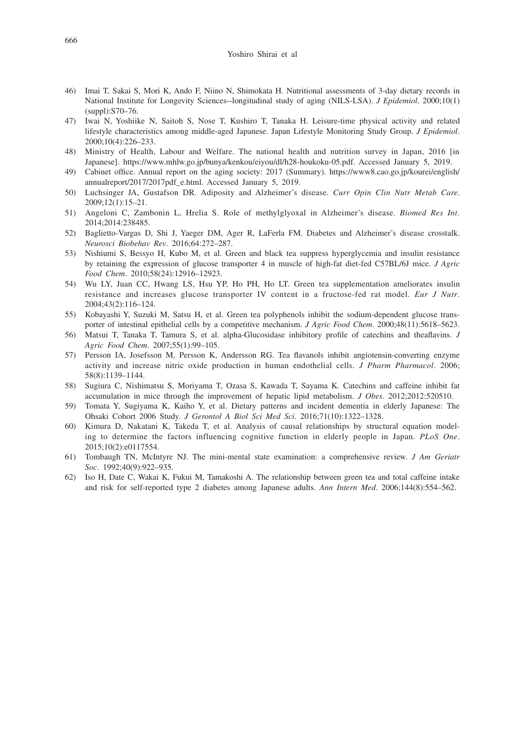46) Imai T, Sakai S, Mori K, Ando F, Niino N, Shimokata H. Nutritional assessments of 3-day dietary records in National Institute for Longevity Sciences--longitudinal study of aging (NILS-LSA). *J Epidemiol*. 2000;10(1)(suppl):S70–76.
47) Iwai N, Yoshiike N, Saitoh S, Nose T, Kushiro T, Tanaka H. Leisure-time physical activity and related lifestyle characteristics among middle-aged Japanese. Japan Lifestyle Monitoring Study Group. *J Epidemiol*. 2000;10(4):226–233.
48) Ministry of Health, Labour and Welfare. The national health and nutrition survey in Japan, 2016 [in Japanese]. https://www.mhlw.go.jp/bunya/kenkou/eiyou/dl/h28-houkoku-05.pdf. Accessed January 5, 2019.
49) Cabinet office. Annual report on the aging society: 2017 (Summary). https://www8.cao.go.jp/kourei/english/annualreport/2017/2017pdf_e.html. Accessed January 5, 2019.
50) Luchsinger JA, Gustafson DR. Adiposity and Alzheimer's disease. *Curr Opin Clin Nutr Metab Care*. 2009;12(1):15–21.
51) Angeloni C, Zambonin L, Hrelia S. Role of methylglyoxal in Alzheimer's disease. *Biomed Res Int*. 2014;2014:238485.
52) Baglietto-Vargas D, Shi J, Yaeger DM, Ager R, LaFerla FM. Diabetes and Alzheimer's disease crosstalk. *Neurosci Biobehav Rev*. 2016;64:272–287.
53) Nishiumi S, Bessyo H, Kubo M, et al. Green and black tea suppress hyperglycemia and insulin resistance by retaining the expression of glucose transporter 4 in muscle of high-fat diet-fed C57BL/6J mice. *J Agric Food Chem*. 2010;58(24):12916–12923.
54) Wu LY, Juan CC, Hwang LS, Hsu YP, Ho PH, Ho LT. Green tea supplementation ameliorates insulin resistance and increases glucose transporter IV content in a fructose-fed rat model. *Eur J Nutr*. 2004;43(2):116–124.
55) Kobayashi Y, Suzuki M, Satsu H, et al. Green tea polyphenols inhibit the sodium-dependent glucose transporter of intestinal epithelial cells by a competitive mechanism. *J Agric Food Chem*. 2000;48(11):5618–5623.
56) Matsui T, Tanaka T, Tamura S, et al. alpha-Glucosidase inhibitory profile of catechins and theaflavins. *J Agric Food Chem*. 2007;55(1):99–105.
57) Persson IA, Josefsson M, Persson K, Andersson RG. Tea flavanols inhibit angiotensin-converting enzyme activity and increase nitric oxide production in human endothelial cells. *J Pharm Pharmacol*. 2006;58(8):1139–1144.
58) Sugiura C, Nishimatsu S, Moriyama T, Ozasa S, Kawada T, Sayama K. Catechins and caffeine inhibit fat accumulation in mice through the improvement of hepatic lipid metabolism. *J Obes*. 2012;2012:520510.
59) Tomata Y, Sugiyama K, Kaiho Y, et al. Dietary patterns and incident dementia in elderly Japanese: The Ohsaki Cohort 2006 Study. *J Gerontol A Biol Sci Med Sci*. 2016;71(10):1322–1328.
60) Kimura D, Nakatani K, Takeda T, et al. Analysis of causal relationships by structural equation modeling to determine the factors influencing cognitive function in elderly people in Japan. *PLoS One*. 2015;10(2):e0117554.
61) Tombaugh TN, McIntyre NJ. The mini-mental state examination: a comprehensive review. *J Am Geriatr Soc*. 1992;40(9):922–935.
62) Iso H, Date C, Wakai K, Fukui M, Tamakoshi A. The relationship between green tea and total caffeine intake and risk for self-reported type 2 diabetes among Japanese adults. *Ann Intern Med*. 2006;144(8):554–562.